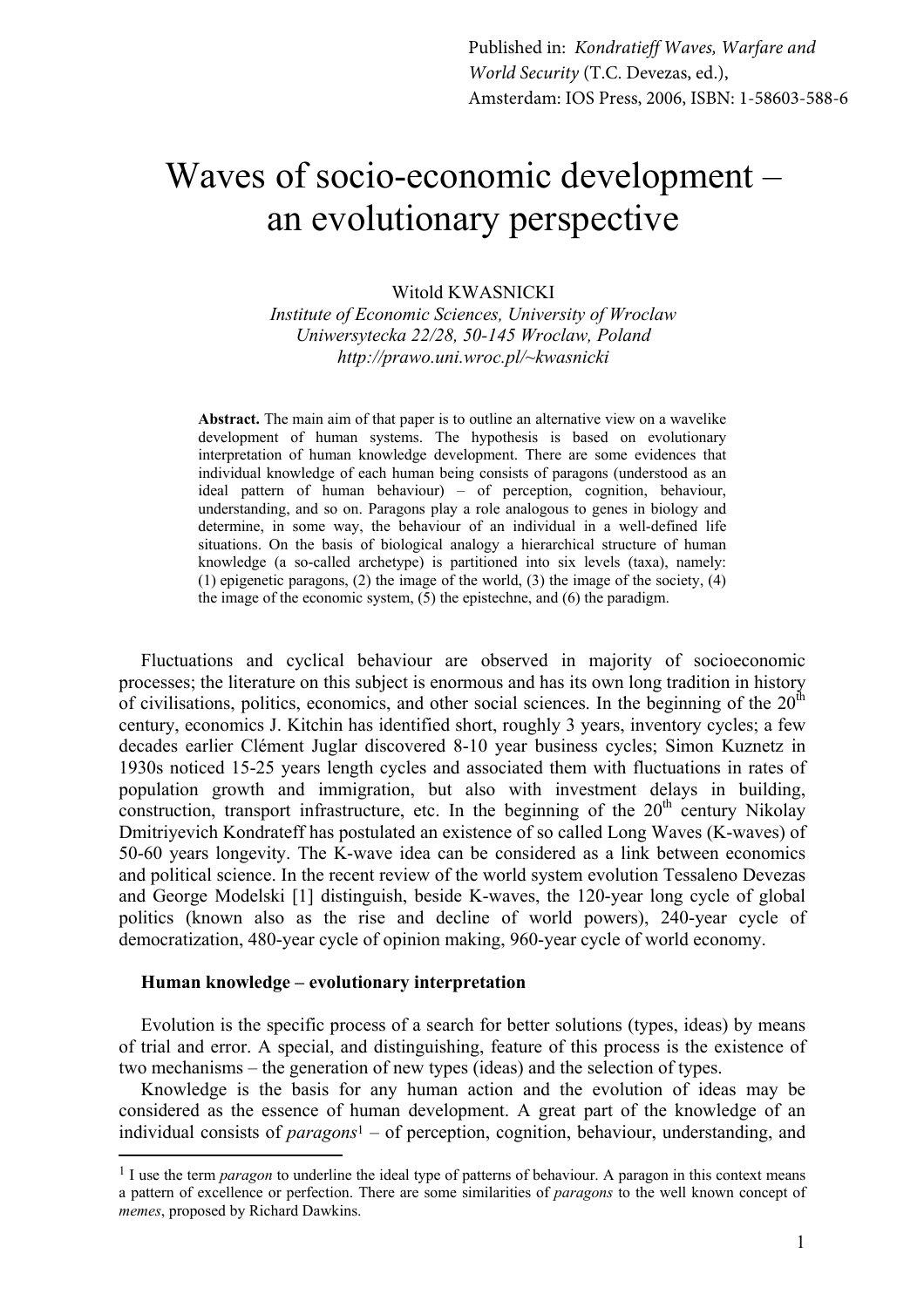Published in: *Kondratieff Waves, Warfare and World Security* (T.C. Devezas, ed.), Amsterdam: IOS Press, 2006, ISBN: 1-58603-588-6

# Waves of socio-economic development – an evolutionary perspective

Witold KWASNICKI
*Institute of Economic Sciences, University of Wroclaw*
*Uniwersytecka 22/28, 50-145 Wroclaw, Poland*
*http://prawo.uni.wroc.pl/~kwasnicki*

**Abstract.** The main aim of that paper is to outline an alternative view on a wavelike development of human systems. The hypothesis is based on evolutionary interpretation of human knowledge development. There are some evidences that individual knowledge of each human being consists of paragons (understood as an ideal pattern of human behaviour) – of perception, cognition, behaviour, understanding, and so on. Paragons play a role analogous to genes in biology and determine, in some way, the behaviour of an individual in a well-defined life situations. On the basis of biological analogy a hierarchical structure of human knowledge (a so-called archetype) is partitioned into six levels (taxa), namely: (1) epigenetic paragons, (2) the image of the world, (3) the image of the society, (4) the image of the economic system, (5) the epistechne, and (6) the paradigm.

Fluctuations and cyclical behaviour are observed in majority of socioeconomic processes; the literature on this subject is enormous and has its own long tradition in history of civilisations, politics, economics, and other social sciences. In the beginning of the 20th century, economics J. Kitchin has identified short, roughly 3 years, inventory cycles; a few decades earlier Clément Juglar discovered 8-10 year business cycles; Simon Kuznetz in 1930s noticed 15-25 years length cycles and associated them with fluctuations in rates of population growth and immigration, but also with investment delays in building, construction, transport infrastructure, etc. In the beginning of the 20th century Nikolay Dmitriyevich Kondrateff has postulated an existence of so called Long Waves (K-waves) of 50-60 years longevity. The K-wave idea can be considered as a link between economics and political science. In the recent review of the world system evolution Tessaleno Devezas and George Modelski [1] distinguish, beside K-waves, the 120-year long cycle of global politics (known also as the rise and decline of world powers), 240-year cycle of democratization, 480-year cycle of opinion making, 960-year cycle of world economy.

## Human knowledge – evolutionary interpretation

Evolution is the specific process of a search for better solutions (types, ideas) by means of trial and error. A special, and distinguishing, feature of this process is the existence of two mechanisms – the generation of new types (ideas) and the selection of types.

Knowledge is the basis for any human action and the evolution of ideas may be considered as the essence of human development. A great part of the knowledge of an individual consists of *paragons*[1] – of perception, cognition, behaviour, understanding, and

---

[1] I use the term *paragon* to underline the ideal type of patterns of behaviour. A paragon in this context means a pattern of excellence or perfection. There are some similarities of *paragons* to the well known concept of *memes*, proposed by Richard Dawkins.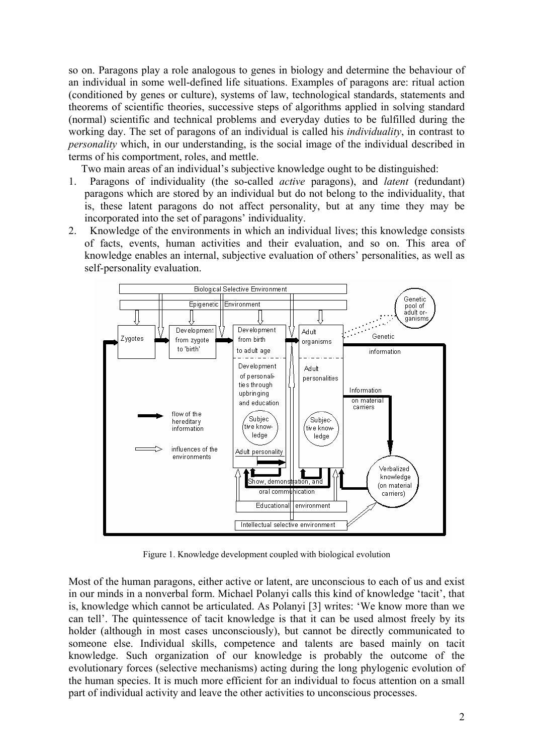so on. Paragons play a role analogous to genes in biology and determine the behaviour of an individual in some well-defined life situations. Examples of paragons are: ritual action (conditioned by genes or culture), systems of law, technological standards, statements and theorems of scientific theories, successive steps of algorithms applied in solving standard (normal) scientific and technical problems and everyday duties to be fulfilled during the working day. The set of paragons of an individual is called his *individuality*, in contrast to *personality* which, in our understanding, is the social image of the individual described in terms of his comportment, roles, and mettle.

Two main areas of an individual's subjective knowledge ought to be distinguished:

1. Paragons of individuality (the so-called *active* paragons), and *latent* (redundant) paragons which are stored by an individual but do not belong to the individuality, that is, these latent paragons do not affect personality, but at any time they may be incorporated into the set of paragons' individuality.
2. Knowledge of the environments in which an individual lives; this knowledge consists of facts, events, human activities and their evaluation, and so on. This area of knowledge enables an internal, subjective evaluation of others' personalities, as well as self-personality evaluation.

Figure 1. Knowledge development coupled with biological evolution

Most of the human paragons, either active or latent, are unconscious to each of us and exist in our minds in a nonverbal form. Michael Polanyi calls this kind of knowledge 'tacit', that is, knowledge which cannot be articulated. As Polanyi [3] writes: 'We know more than we can tell'. The quintessence of tacit knowledge is that it can be used almost freely by its holder (although in most cases unconsciously), but cannot be directly communicated to someone else. Individual skills, competence and talents are based mainly on tacit knowledge. Such organization of our knowledge is probably the outcome of the evolutionary forces (selective mechanisms) acting during the long phylogenic evolution of the human species. It is much more efficient for an individual to focus attention on a small part of individual activity and leave the other activities to unconscious processes.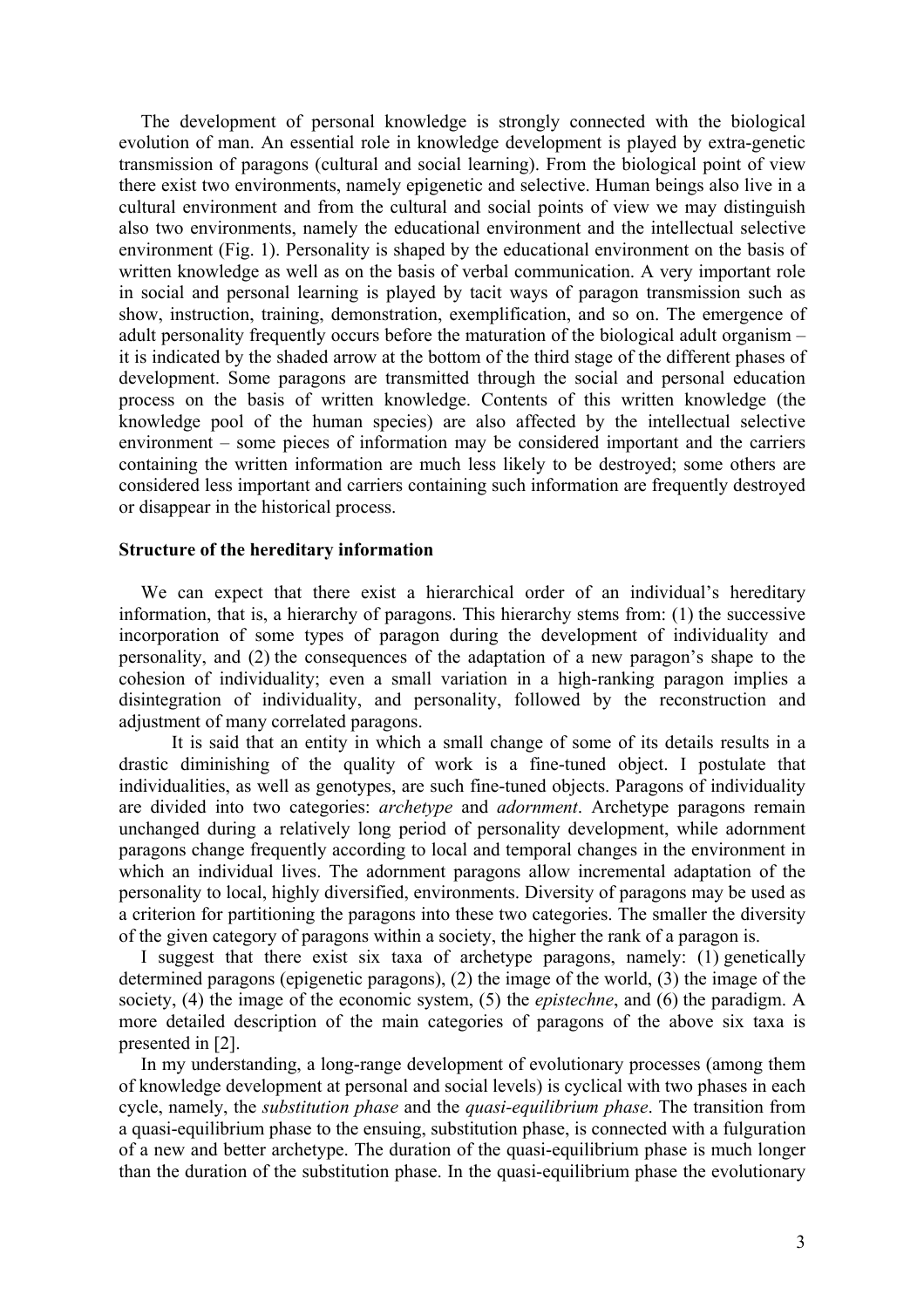The development of personal knowledge is strongly connected with the biological evolution of man. An essential role in knowledge development is played by extra-genetic transmission of paragons (cultural and social learning). From the biological point of view there exist two environments, namely epigenetic and selective. Human beings also live in a cultural environment and from the cultural and social points of view we may distinguish also two environments, namely the educational environment and the intellectual selective environment (Fig. 1). Personality is shaped by the educational environment on the basis of written knowledge as well as on the basis of verbal communication. A very important role in social and personal learning is played by tacit ways of paragon transmission such as show, instruction, training, demonstration, exemplification, and so on. The emergence of adult personality frequently occurs before the maturation of the biological adult organism – it is indicated by the shaded arrow at the bottom of the third stage of the different phases of development. Some paragons are transmitted through the social and personal education process on the basis of written knowledge. Contents of this written knowledge (the knowledge pool of the human species) are also affected by the intellectual selective environment – some pieces of information may be considered important and the carriers containing the written information are much less likely to be destroyed; some others are considered less important and carriers containing such information are frequently destroyed or disappear in the historical process.

**Structure of the hereditary information**

We can expect that there exist a hierarchical order of an individual's hereditary information, that is, a hierarchy of paragons. This hierarchy stems from: (1) the successive incorporation of some types of paragon during the development of individuality and personality, and (2) the consequences of the adaptation of a new paragon's shape to the cohesion of individuality; even a small variation in a high-ranking paragon implies a disintegration of individuality, and personality, followed by the reconstruction and adjustment of many correlated paragons.

It is said that an entity in which a small change of some of its details results in a drastic diminishing of the quality of work is a fine-tuned object. I postulate that individualities, as well as genotypes, are such fine-tuned objects. Paragons of individuality are divided into two categories: *archetype* and *adornment*. Archetype paragons remain unchanged during a relatively long period of personality development, while adornment paragons change frequently according to local and temporal changes in the environment in which an individual lives. The adornment paragons allow incremental adaptation of the personality to local, highly diversified, environments. Diversity of paragons may be used as a criterion for partitioning the paragons into these two categories. The smaller the diversity of the given category of paragons within a society, the higher the rank of a paragon is.

I suggest that there exist six taxa of archetype paragons, namely: (1) genetically determined paragons (epigenetic paragons), (2) the image of the world, (3) the image of the society, (4) the image of the economic system, (5) the *epistechne*, and (6) the paradigm. A more detailed description of the main categories of paragons of the above six taxa is presented in [2].

In my understanding, a long-range development of evolutionary processes (among them of knowledge development at personal and social levels) is cyclical with two phases in each cycle, namely, the *substitution phase* and the *quasi-equilibrium phase*. The transition from a quasi-equilibrium phase to the ensuing, substitution phase, is connected with a fulguration of a new and better archetype. The duration of the quasi-equilibrium phase is much longer than the duration of the substitution phase. In the quasi-equilibrium phase the evolutionary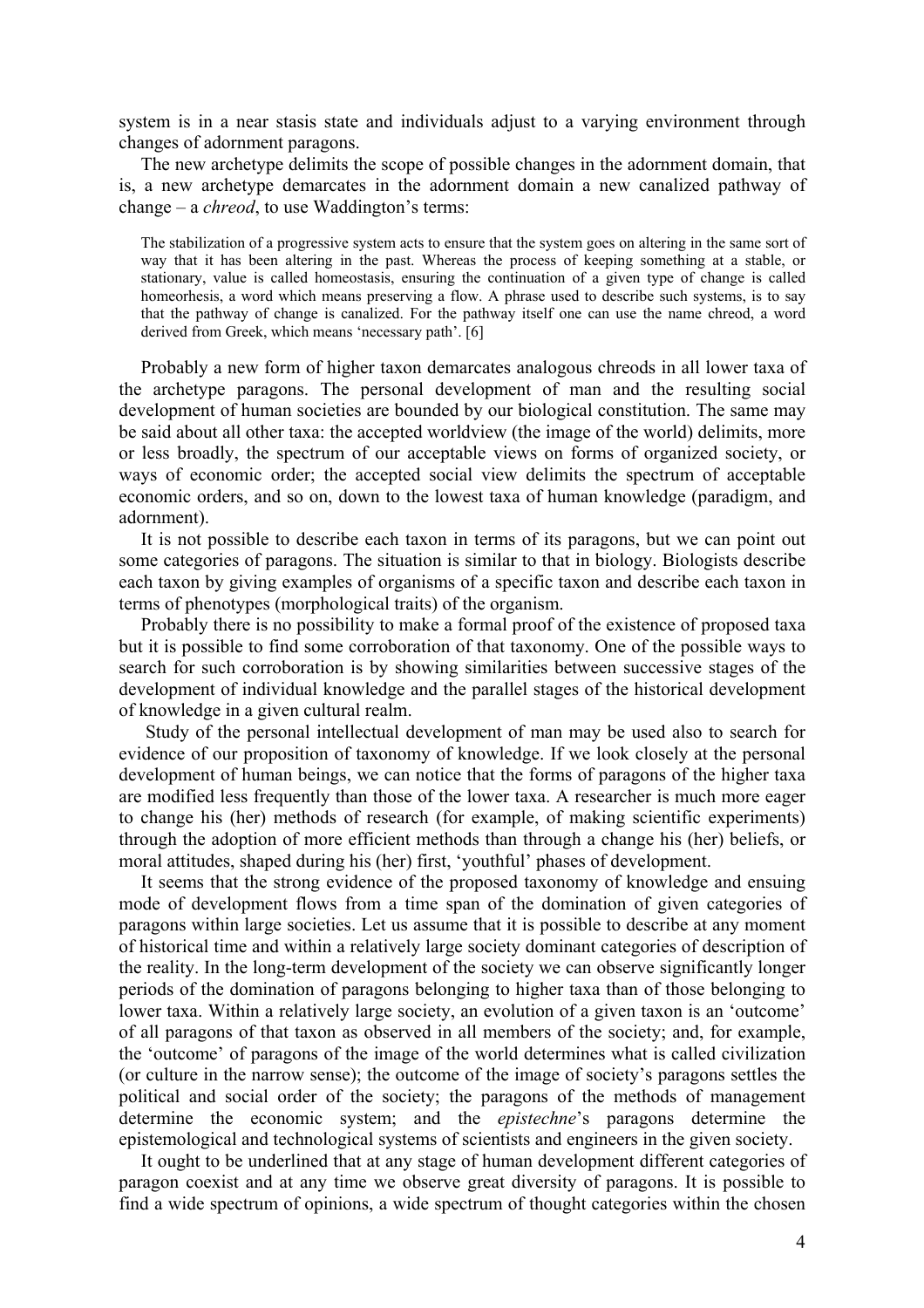system is in a near stasis state and individuals adjust to a varying environment through changes of adornment paragons.

The new archetype delimits the scope of possible changes in the adornment domain, that is, a new archetype demarcates in the adornment domain a new canalized pathway of change – a *chreod*, to use Waddington's terms:

> The stabilization of a progressive system acts to ensure that the system goes on altering in the same sort of way that it has been altering in the past. Whereas the process of keeping something at a stable, or stationary, value is called homeostasis, ensuring the continuation of a given type of change is called homeorhesis, a word which means preserving a flow. A phrase used to describe such systems, is to say that the pathway of change is canalized. For the pathway itself one can use the name chreod, a word derived from Greek, which means 'necessary path'. [6]

Probably a new form of higher taxon demarcates analogous chreods in all lower taxa of the archetype paragons. The personal development of man and the resulting social development of human societies are bounded by our biological constitution. The same may be said about all other taxa: the accepted worldview (the image of the world) delimits, more or less broadly, the spectrum of our acceptable views on forms of organized society, or ways of economic order; the accepted social view delimits the spectrum of acceptable economic orders, and so on, down to the lowest taxa of human knowledge (paradigm, and adornment).

It is not possible to describe each taxon in terms of its paragons, but we can point out some categories of paragons. The situation is similar to that in biology. Biologists describe each taxon by giving examples of organisms of a specific taxon and describe each taxon in terms of phenotypes (morphological traits) of the organism.

Probably there is no possibility to make a formal proof of the existence of proposed taxa but it is possible to find some corroboration of that taxonomy. One of the possible ways to search for such corroboration is by showing similarities between successive stages of the development of individual knowledge and the parallel stages of the historical development of knowledge in a given cultural realm.

Study of the personal intellectual development of man may be used also to search for evidence of our proposition of taxonomy of knowledge. If we look closely at the personal development of human beings, we can notice that the forms of paragons of the higher taxa are modified less frequently than those of the lower taxa. A researcher is much more eager to change his (her) methods of research (for example, of making scientific experiments) through the adoption of more efficient methods than through a change his (her) beliefs, or moral attitudes, shaped during his (her) first, 'youthful' phases of development.

It seems that the strong evidence of the proposed taxonomy of knowledge and ensuing mode of development flows from a time span of the domination of given categories of paragons within large societies. Let us assume that it is possible to describe at any moment of historical time and within a relatively large society dominant categories of description of the reality. In the long-term development of the society we can observe significantly longer periods of the domination of paragons belonging to higher taxa than of those belonging to lower taxa. Within a relatively large society, an evolution of a given taxon is an 'outcome' of all paragons of that taxon as observed in all members of the society; and, for example, the 'outcome' of paragons of the image of the world determines what is called civilization (or culture in the narrow sense); the outcome of the image of society's paragons settles the political and social order of the society; the paragons of the methods of management determine the economic system; and the *epistechne*'s paragons determine the epistemological and technological systems of scientists and engineers in the given society.

It ought to be underlined that at any stage of human development different categories of paragon coexist and at any time we observe great diversity of paragons. It is possible to find a wide spectrum of opinions, a wide spectrum of thought categories within the chosen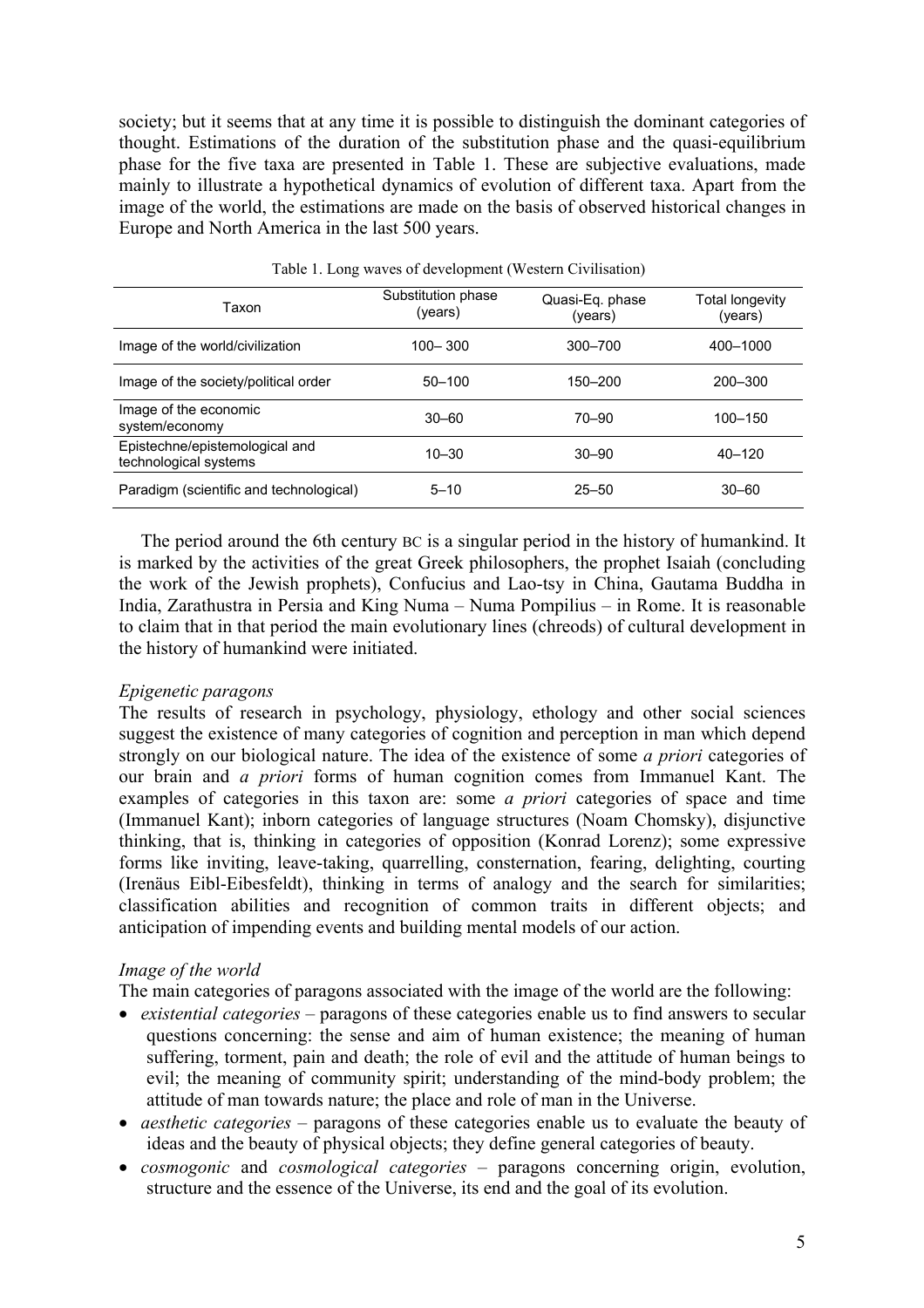society; but it seems that at any time it is possible to distinguish the dominant categories of thought. Estimations of the duration of the substitution phase and the quasi-equilibrium phase for the five taxa are presented in Table 1. These are subjective evaluations, made mainly to illustrate a hypothetical dynamics of evolution of different taxa. Apart from the image of the world, the estimations are made on the basis of observed historical changes in Europe and North America in the last 500 years.

Table 1. Long waves of development (Western Civilisation)

| Taxon | Substitution phase (years) | Quasi-Eq. phase (years) | Total longevity (years) |
|---|---|---|---|
| Image of the world/civilization | 100– 300 | 300–700 | 400–1000 |
| Image of the society/political order | 50–100 | 150–200 | 200–300 |
| Image of the economic system/economy | 30–60 | 70–90 | 100–150 |
| Epistechne/epistemological and technological systems | 10–30 | 30–90 | 40–120 |
| Paradigm (scientific and technological) | 5–10 | 25–50 | 30–60 |

The period around the 6th century BC is a singular period in the history of humankind. It is marked by the activities of the great Greek philosophers, the prophet Isaiah (concluding the work of the Jewish prophets), Confucius and Lao-tsy in China, Gautama Buddha in India, Zarathustra in Persia and King Numa – Numa Pompilius – in Rome. It is reasonable to claim that in that period the main evolutionary lines (chreods) of cultural development in the history of humankind were initiated.

*Epigenetic paragons*

The results of research in psychology, physiology, ethology and other social sciences suggest the existence of many categories of cognition and perception in man which depend strongly on our biological nature. The idea of the existence of some *a priori* categories of our brain and *a priori* forms of human cognition comes from Immanuel Kant. The examples of categories in this taxon are: some *a priori* categories of space and time (Immanuel Kant); inborn categories of language structures (Noam Chomsky), disjunctive thinking, that is, thinking in categories of opposition (Konrad Lorenz); some expressive forms like inviting, leave-taking, quarrelling, consternation, fearing, delighting, courting (Irenäus Eibl-Eibesfeldt), thinking in terms of analogy and the search for similarities; classification abilities and recognition of common traits in different objects; and anticipation of impending events and building mental models of our action.

*Image of the world*

The main categories of paragons associated with the image of the world are the following:

- *existential categories* – paragons of these categories enable us to find answers to secular questions concerning: the sense and aim of human existence; the meaning of human suffering, torment, pain and death; the role of evil and the attitude of human beings to evil; the meaning of community spirit; understanding of the mind-body problem; the attitude of man towards nature; the place and role of man in the Universe.
- *aesthetic categories* – paragons of these categories enable us to evaluate the beauty of ideas and the beauty of physical objects; they define general categories of beauty.
- *cosmogonic* and *cosmological categories* – paragons concerning origin, evolution, structure and the essence of the Universe, its end and the goal of its evolution.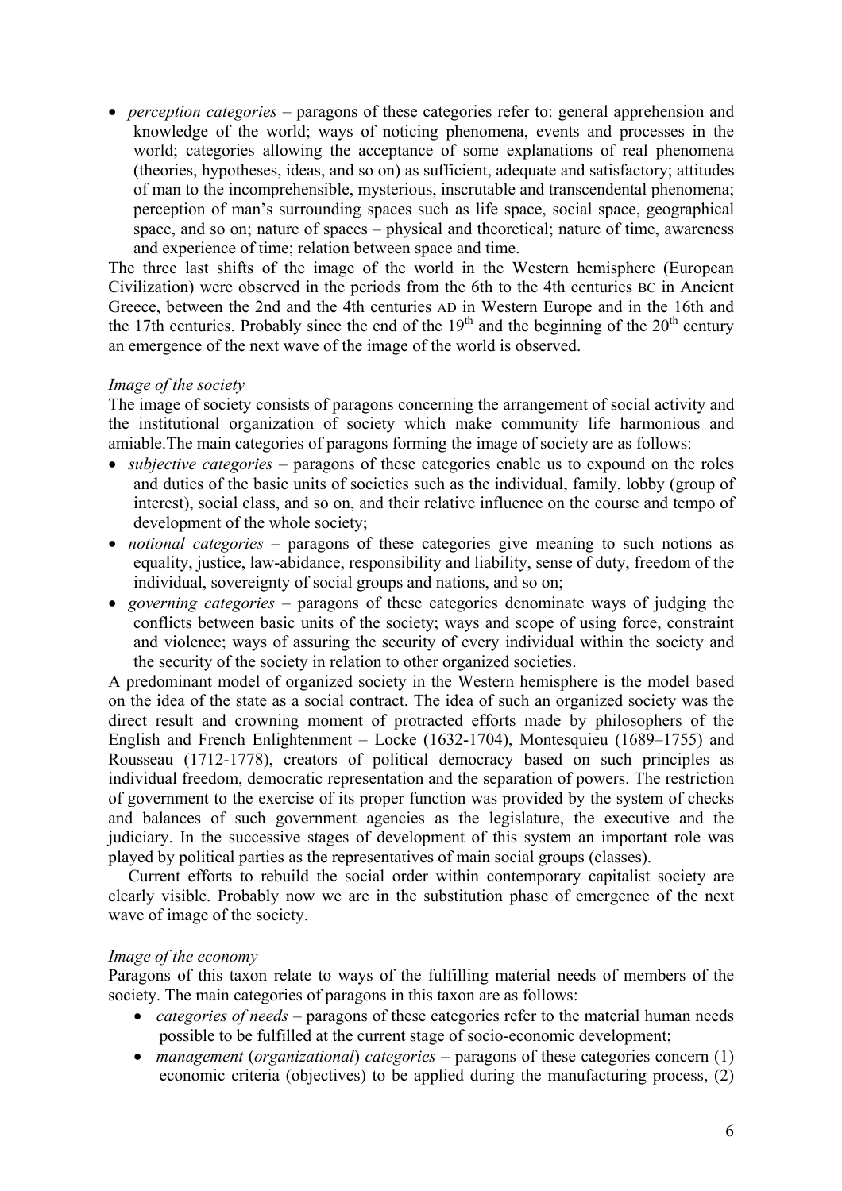- *perception categories* – paragons of these categories refer to: general apprehension and knowledge of the world; ways of noticing phenomena, events and processes in the world; categories allowing the acceptance of some explanations of real phenomena (theories, hypotheses, ideas, and so on) as sufficient, adequate and satisfactory; attitudes of man to the incomprehensible, mysterious, inscrutable and transcendental phenomena; perception of man's surrounding spaces such as life space, social space, geographical space, and so on; nature of spaces – physical and theoretical; nature of time, awareness and experience of time; relation between space and time.

The three last shifts of the image of the world in the Western hemisphere (European Civilization) were observed in the periods from the 6th to the 4th centuries BC in Ancient Greece, between the 2nd and the 4th centuries AD in Western Europe and in the 16th and the 17th centuries. Probably since the end of the 19th and the beginning of the 20th century an emergence of the next wave of the image of the world is observed.

*Image of the society*

The image of society consists of paragons concerning the arrangement of social activity and the institutional organization of society which make community life harmonious and amiable.The main categories of paragons forming the image of society are as follows:

- *subjective categories* – paragons of these categories enable us to expound on the roles and duties of the basic units of societies such as the individual, family, lobby (group of interest), social class, and so on, and their relative influence on the course and tempo of development of the whole society;
- *notional categories* – paragons of these categories give meaning to such notions as equality, justice, law-abidance, responsibility and liability, sense of duty, freedom of the individual, sovereignty of social groups and nations, and so on;
- *governing categories* – paragons of these categories denominate ways of judging the conflicts between basic units of the society; ways and scope of using force, constraint and violence; ways of assuring the security of every individual within the society and the security of the society in relation to other organized societies.

A predominant model of organized society in the Western hemisphere is the model based on the idea of the state as a social contract. The idea of such an organized society was the direct result and crowning moment of protracted efforts made by philosophers of the English and French Enlightenment – Locke (1632-1704), Montesquieu (1689–1755) and Rousseau (1712-1778), creators of political democracy based on such principles as individual freedom, democratic representation and the separation of powers. The restriction of government to the exercise of its proper function was provided by the system of checks and balances of such government agencies as the legislature, the executive and the judiciary. In the successive stages of development of this system an important role was played by political parties as the representatives of main social groups (classes).

Current efforts to rebuild the social order within contemporary capitalist society are clearly visible. Probably now we are in the substitution phase of emergence of the next wave of image of the society.

*Image of the economy*

Paragons of this taxon relate to ways of the fulfilling material needs of members of the society. The main categories of paragons in this taxon are as follows:

- *categories of needs* – paragons of these categories refer to the material human needs possible to be fulfilled at the current stage of socio-economic development;
- *management* (*organizational*) *categories* – paragons of these categories concern (1) economic criteria (objectives) to be applied during the manufacturing process, (2)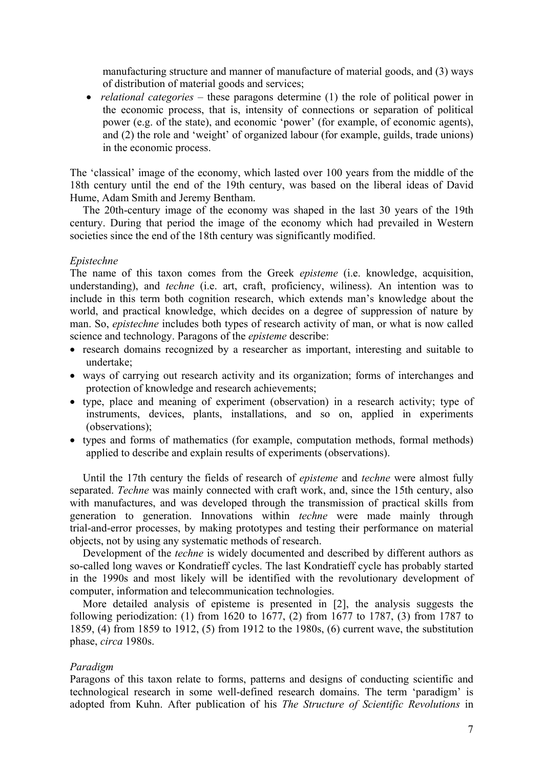manufacturing structure and manner of manufacture of material goods, and (3) ways of distribution of material goods and services;

- *relational categories* – these paragons determine (1) the role of political power in the economic process, that is, intensity of connections or separation of political power (e.g. of the state), and economic 'power' (for example, of economic agents), and (2) the role and 'weight' of organized labour (for example, guilds, trade unions) in the economic process.

The 'classical' image of the economy, which lasted over 100 years from the middle of the 18th century until the end of the 19th century, was based on the liberal ideas of David Hume, Adam Smith and Jeremy Bentham.

The 20th-century image of the economy was shaped in the last 30 years of the 19th century. During that period the image of the economy which had prevailed in Western societies since the end of the 18th century was significantly modified.

*Epistechne*

The name of this taxon comes from the Greek *episteme* (i.e. knowledge, acquisition, understanding), and *techne* (i.e. art, craft, proficiency, wiliness). An intention was to include in this term both cognition research, which extends man's knowledge about the world, and practical knowledge, which decides on a degree of suppression of nature by man. So, *epistechne* includes both types of research activity of man, or what is now called science and technology. Paragons of the *episteme* describe:

- research domains recognized by a researcher as important, interesting and suitable to undertake;
- ways of carrying out research activity and its organization; forms of interchanges and protection of knowledge and research achievements;
- type, place and meaning of experiment (observation) in a research activity; type of instruments, devices, plants, installations, and so on, applied in experiments (observations);
- types and forms of mathematics (for example, computation methods, formal methods) applied to describe and explain results of experiments (observations).

Until the 17th century the fields of research of *episteme* and *techne* were almost fully separated. *Techne* was mainly connected with craft work, and, since the 15th century, also with manufactures, and was developed through the transmission of practical skills from generation to generation. Innovations within *techne* were made mainly through trial-and-error processes, by making prototypes and testing their performance on material objects, not by using any systematic methods of research.

Development of the *techne* is widely documented and described by different authors as so-called long waves or Kondratieff cycles. The last Kondratieff cycle has probably started in the 1990s and most likely will be identified with the revolutionary development of computer, information and telecommunication technologies.

More detailed analysis of episteme is presented in [2], the analysis suggests the following periodization: (1) from 1620 to 1677, (2) from 1677 to 1787, (3) from 1787 to 1859, (4) from 1859 to 1912, (5) from 1912 to the 1980s, (6) current wave, the substitution phase, *circa* 1980s.

*Paradigm*

Paragons of this taxon relate to forms, patterns and designs of conducting scientific and technological research in some well-defined research domains. The term 'paradigm' is adopted from Kuhn. After publication of his *The Structure of Scientific Revolutions* in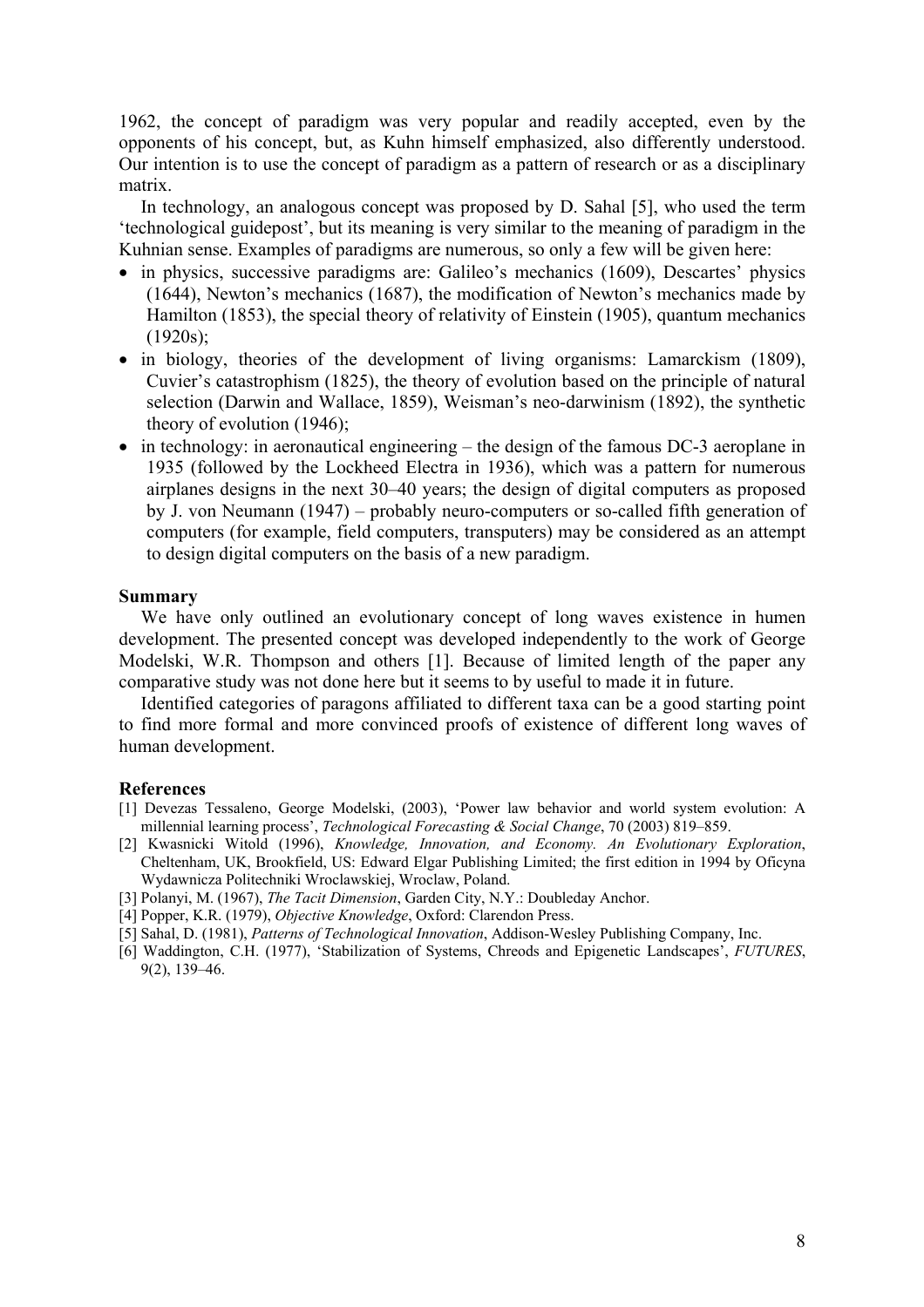1962, the concept of paradigm was very popular and readily accepted, even by the opponents of his concept, but, as Kuhn himself emphasized, also differently understood. Our intention is to use the concept of paradigm as a pattern of research or as a disciplinary matrix.

In technology, an analogous concept was proposed by D. Sahal [5], who used the term 'technological guidepost', but its meaning is very similar to the meaning of paradigm in the Kuhnian sense. Examples of paradigms are numerous, so only a few will be given here:

- in physics, successive paradigms are: Galileo's mechanics (1609), Descartes' physics (1644), Newton's mechanics (1687), the modification of Newton's mechanics made by Hamilton (1853), the special theory of relativity of Einstein (1905), quantum mechanics (1920s);
- in biology, theories of the development of living organisms: Lamarckism (1809), Cuvier's catastrophism (1825), the theory of evolution based on the principle of natural selection (Darwin and Wallace, 1859), Weisman's neo-darwinism (1892), the synthetic theory of evolution (1946);
- in technology: in aeronautical engineering – the design of the famous DC-3 aeroplane in 1935 (followed by the Lockheed Electra in 1936), which was a pattern for numerous airplanes designs in the next 30–40 years; the design of digital computers as proposed by J. von Neumann (1947) – probably neuro-computers or so-called fifth generation of computers (for example, field computers, transputers) may be considered as an attempt to design digital computers on the basis of a new paradigm.

## Summary

We have only outlined an evolutionary concept of long waves existence in humen development. The presented concept was developed independently to the work of George Modelski, W.R. Thompson and others [1]. Because of limited length of the paper any comparative study was not done here but it seems to by useful to made it in future.

Identified categories of paragons affiliated to different taxa can be a good starting point to find more formal and more convinced proofs of existence of different long waves of human development.

## References

[1] Devezas Tessaleno, George Modelski, (2003), 'Power law behavior and world system evolution: A millennial learning process', *Technological Forecasting & Social Change*, 70 (2003) 819–859.

[2] Kwasnicki Witold (1996), *Knowledge, Innovation, and Economy. An Evolutionary Exploration*, Cheltenham, UK, Brookfield, US: Edward Elgar Publishing Limited; the first edition in 1994 by Oficyna Wydawnicza Politechniki Wroclawskiej, Wroclaw, Poland.

[3] Polanyi, M. (1967), *The Tacit Dimension*, Garden City, N.Y.: Doubleday Anchor.

[4] Popper, K.R. (1979), *Objective Knowledge*, Oxford: Clarendon Press.

[5] Sahal, D. (1981), *Patterns of Technological Innovation*, Addison-Wesley Publishing Company, Inc.

[6] Waddington, C.H. (1977), 'Stabilization of Systems, Chreods and Epigenetic Landscapes', *FUTURES*, 9(2), 139–46.